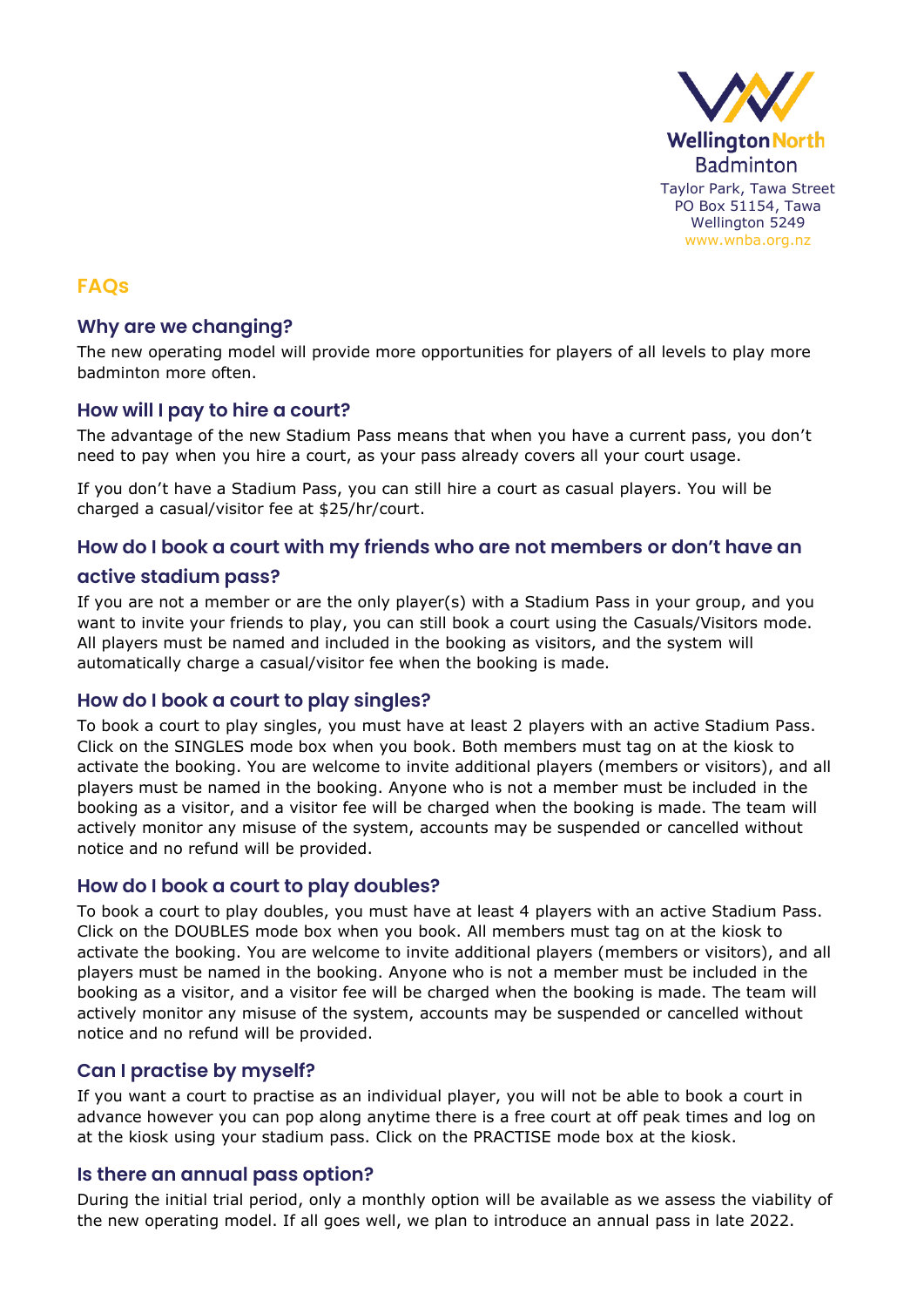Wellington North Badminton
Taylor Park, Tawa Street
PO Box 51154, Tawa
Wellington 5249
www.wnba.org.nz

# FAQs

## Why are we changing?

The new operating model will provide more opportunities for players of all levels to play more badminton more often.

## How will I pay to hire a court?

The advantage of the new Stadium Pass means that when you have a current pass, you don't need to pay when you hire a court, as your pass already covers all your court usage.

If you don't have a Stadium Pass, you can still hire a court as casual players. You will be charged a casual/visitor fee at $25/hr/court.

## How do I book a court with my friends who are not members or don't have an active stadium pass?

If you are not a member or are the only player(s) with a Stadium Pass in your group, and you want to invite your friends to play, you can still book a court using the Casuals/Visitors mode. All players must be named and included in the booking as visitors, and the system will automatically charge a casual/visitor fee when the booking is made.

## How do I book a court to play singles?

To book a court to play singles, you must have at least 2 players with an active Stadium Pass. Click on the SINGLES mode box when you book. Both members must tag on at the kiosk to activate the booking. You are welcome to invite additional players (members or visitors), and all players must be named in the booking. Anyone who is not a member must be included in the booking as a visitor, and a visitor fee will be charged when the booking is made. The team will actively monitor any misuse of the system, accounts may be suspended or cancelled without notice and no refund will be provided.

## How do I book a court to play doubles?

To book a court to play doubles, you must have at least 4 players with an active Stadium Pass. Click on the DOUBLES mode box when you book. All members must tag on at the kiosk to activate the booking. You are welcome to invite additional players (members or visitors), and all players must be named in the booking. Anyone who is not a member must be included in the booking as a visitor, and a visitor fee will be charged when the booking is made. The team will actively monitor any misuse of the system, accounts may be suspended or cancelled without notice and no refund will be provided.

## Can I practise by myself?

If you want a court to practise as an individual player, you will not be able to book a court in advance however you can pop along anytime there is a free court at off peak times and log on at the kiosk using your stadium pass. Click on the PRACTISE mode box at the kiosk.

## Is there an annual pass option?

During the initial trial period, only a monthly option will be available as we assess the viability of the new operating model. If all goes well, we plan to introduce an annual pass in late 2022.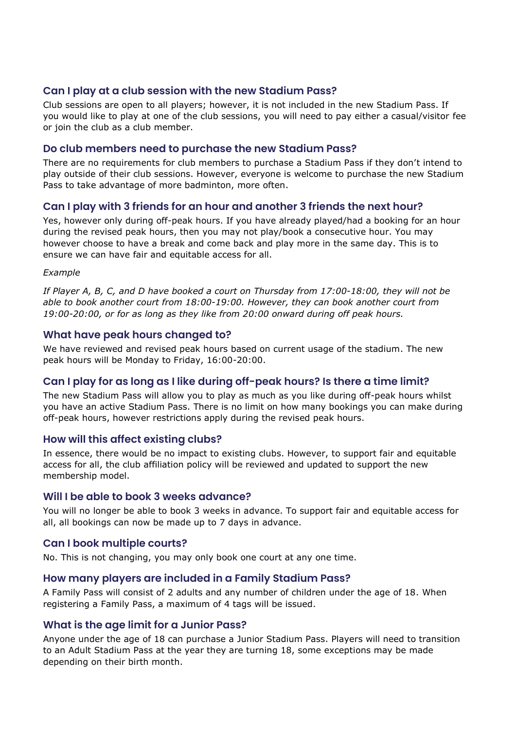## Can I play at a club session with the new Stadium Pass?

Club sessions are open to all players; however, it is not included in the new Stadium Pass. If you would like to play at one of the club sessions, you will need to pay either a casual/visitor fee or join the club as a club member.

## Do club members need to purchase the new Stadium Pass?

There are no requirements for club members to purchase a Stadium Pass if they don't intend to play outside of their club sessions. However, everyone is welcome to purchase the new Stadium Pass to take advantage of more badminton, more often.

## Can I play with 3 friends for an hour and another 3 friends the next hour?

Yes, however only during off-peak hours. If you have already played/had a booking for an hour during the revised peak hours, then you may not play/book a consecutive hour. You may however choose to have a break and come back and play more in the same day. This is to ensure we can have fair and equitable access for all.

*Example*

*If Player A, B, C, and D have booked a court on Thursday from 17:00-18:00, they will not be able to book another court from 18:00-19:00. However, they can book another court from 19:00-20:00, or for as long as they like from 20:00 onward during off peak hours.*

## What have peak hours changed to?

We have reviewed and revised peak hours based on current usage of the stadium. The new peak hours will be Monday to Friday, 16:00-20:00.

## Can I play for as long as I like during off-peak hours? Is there a time limit?

The new Stadium Pass will allow you to play as much as you like during off-peak hours whilst you have an active Stadium Pass. There is no limit on how many bookings you can make during off-peak hours, however restrictions apply during the revised peak hours.

## How will this affect existing clubs?

In essence, there would be no impact to existing clubs. However, to support fair and equitable access for all, the club affiliation policy will be reviewed and updated to support the new membership model.

## Will I be able to book 3 weeks advance?

You will no longer be able to book 3 weeks in advance. To support fair and equitable access for all, all bookings can now be made up to 7 days in advance.

## Can I book multiple courts?

No. This is not changing, you may only book one court at any one time.

## How many players are included in a Family Stadium Pass?

A Family Pass will consist of 2 adults and any number of children under the age of 18. When registering a Family Pass, a maximum of 4 tags will be issued.

## What is the age limit for a Junior Pass?

Anyone under the age of 18 can purchase a Junior Stadium Pass. Players will need to transition to an Adult Stadium Pass at the year they are turning 18, some exceptions may be made depending on their birth month.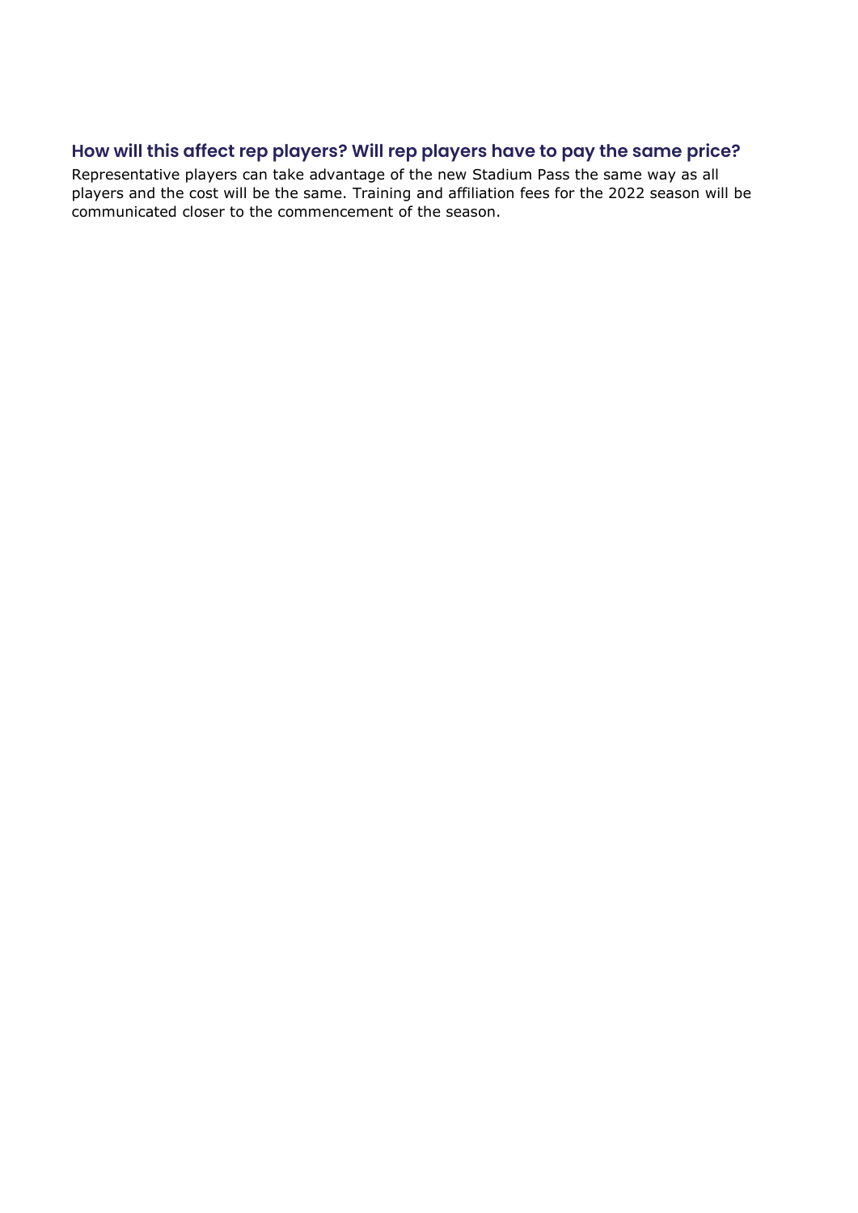### How will this affect rep players? Will rep players have to pay the same price?

Representative players can take advantage of the new Stadium Pass the same way as all players and the cost will be the same. Training and affiliation fees for the 2022 season will be communicated closer to the commencement of the season.